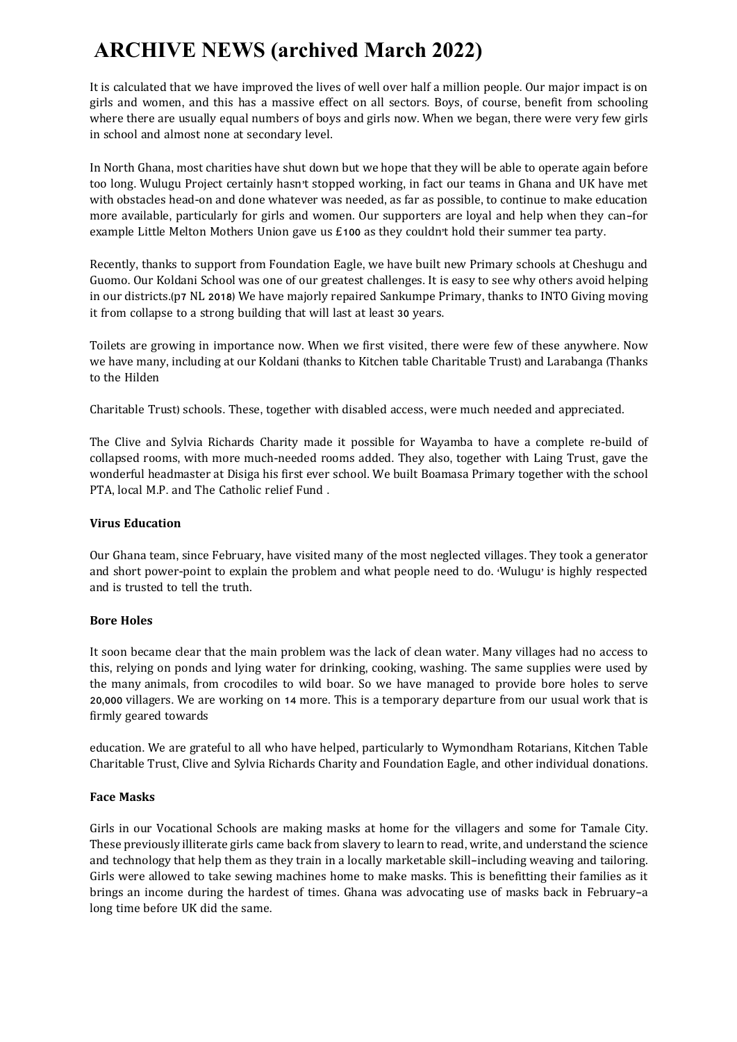# ARCHIVE NEWS (archived March 2022)

It is calculated that we have improved the lives of well over half a million people. Our major impact is on girls and women, and this has a massive effect on all sectors. Boys, of course, benefit from schooling where there are usually equal numbers of boys and girls now. When we began, there were very few girls in school and almost none at secondary level.

In North Ghana, most charities have shut down but we hope that they will be able to operate again before too long. Wulugu Project certainly hasn't stopped working, in fact our teams in Ghana and UK have met with obstacles head-on and done whatever was needed, as far as possible, to continue to make education more available, particularly for girls and women. Our supporters are loyal and help when they can–for example Little Melton Mothers Union gave us £100 as they couldn't hold their summer tea party.

Recently, thanks to support from Foundation Eagle, we have built new Primary schools at Cheshugu and Guomo. Our Koldani School was one of our greatest challenges. It is easy to see why others avoid helping in our districts.(p7 NL 2018) We have majorly repaired Sankumpe Primary, thanks to INTO Giving moving it from collapse to a strong building that will last at least 30 years.

Toilets are growing in importance now. When we first visited, there were few of these anywhere. Now we have many, including at our Koldani (thanks to Kitchen table Charitable Trust) and Larabanga (Thanks to the Hilden Charitable Trust) schools. These, together with disabled access, were much needed and appreciated.

The Clive and Sylvia Richards Charity made it possible for Wayamba to have a complete re-build of collapsed rooms, with more much-needed rooms added. They also, together with Laing Trust, gave the wonderful headmaster at Disiga his first ever school. We built Boamasa Primary together with the school PTA, local M.P. and The Catholic relief Fund .

**Virus Education**

Our Ghana team, since February, have visited many of the most neglected villages. They took a generator and short power-point to explain the problem and what people need to do. 'Wulugu' is highly respected and is trusted to tell the truth.

**Bore Holes**

It soon became clear that the main problem was the lack of clean water. Many villages had no access to this, relying on ponds and lying water for drinking, cooking, washing. The same supplies were used by the many animals, from crocodiles to wild boar. So we have managed to provide bore holes to serve 20,000 villagers. We are working on 14 more. This is a temporary departure from our usual work that is firmly geared towards education. We are grateful to all who have helped, particularly to Wymondham Rotarians, Kitchen Table Charitable Trust, Clive and Sylvia Richards Charity and Foundation Eagle, and other individual donations.

**Face Masks**

Girls in our Vocational Schools are making masks at home for the villagers and some for Tamale City. These previously illiterate girls came back from slavery to learn to read, write, and understand the science and technology that help them as they train in a locally marketable skill–including weaving and tailoring. Girls were allowed to take sewing machines home to make masks. This is benefitting their families as it brings an income during the hardest of times. Ghana was advocating use of masks back in February–a long time before UK did the same.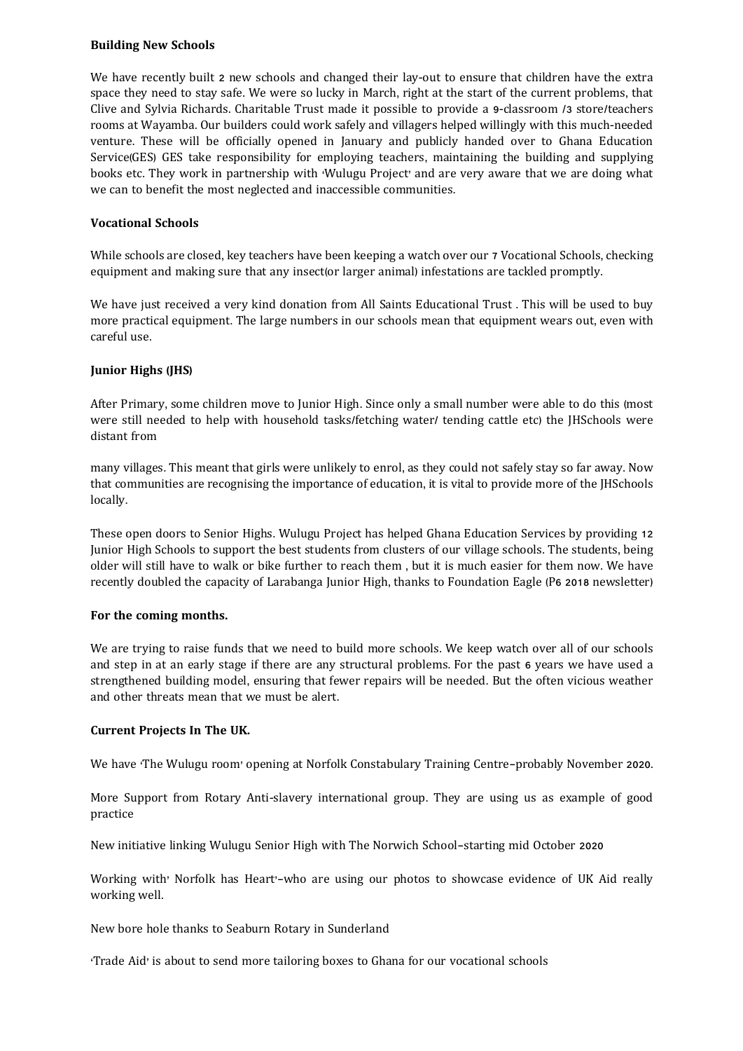## Building New Schools

We have recently built 2 new schools and changed their lay-out to ensure that children have the extra space they need to stay safe. We were so lucky in March, right at the start of the current problems, that Clive and Sylvia Richards. Charitable Trust made it possible to provide a 9-classroom /3 store/teachers rooms at Wayamba. Our builders could work safely and villagers helped willingly with this much-needed venture. These will be officially opened in January and publicly handed over to Ghana Education Service(GES) GES take responsibility for employing teachers, maintaining the building and supplying books etc. They work in partnership with 'Wulugu Project' and are very aware that we are doing what we can to benefit the most neglected and inaccessible communities.

## Vocational Schools

While schools are closed, key teachers have been keeping a watch over our 7 Vocational Schools, checking equipment and making sure that any insect(or larger animal) infestations are tackled promptly.

We have just received a very kind donation from All Saints Educational Trust . This will be used to buy more practical equipment. The large numbers in our schools mean that equipment wears out, even with careful use.

## Junior Highs (JHS)

After Primary, some children move to Junior High. Since only a small number were able to do this (most were still needed to help with household tasks/fetching water/ tending cattle etc) the JHSchools were distant from

many villages. This meant that girls were unlikely to enrol, as they could not safely stay so far away. Now that communities are recognising the importance of education, it is vital to provide more of the JHSchools locally.

These open doors to Senior Highs. Wulugu Project has helped Ghana Education Services by providing 12 Junior High Schools to support the best students from clusters of our village schools. The students, being older will still have to walk or bike further to reach them , but it is much easier for them now. We have recently doubled the capacity of Larabanga Junior High, thanks to Foundation Eagle (P6 2018 newsletter)

## For the coming months.

We are trying to raise funds that we need to build more schools. We keep watch over all of our schools and step in at an early stage if there are any structural problems. For the past 6 years we have used a strengthened building model, ensuring that fewer repairs will be needed. But the often vicious weather and other threats mean that we must be alert.

## Current Projects In The UK.

We have 'The Wulugu room' opening at Norfolk Constabulary Training Centre–probably November 2020.

More Support from Rotary Anti-slavery international group. They are using us as example of good practice

New initiative linking Wulugu Senior High with The Norwich School–starting mid October 2020

Working with' Norfolk has Heart'–who are using our photos to showcase evidence of UK Aid really working well.

New bore hole thanks to Seaburn Rotary in Sunderland

'Trade Aid' is about to send more tailoring boxes to Ghana for our vocational schools